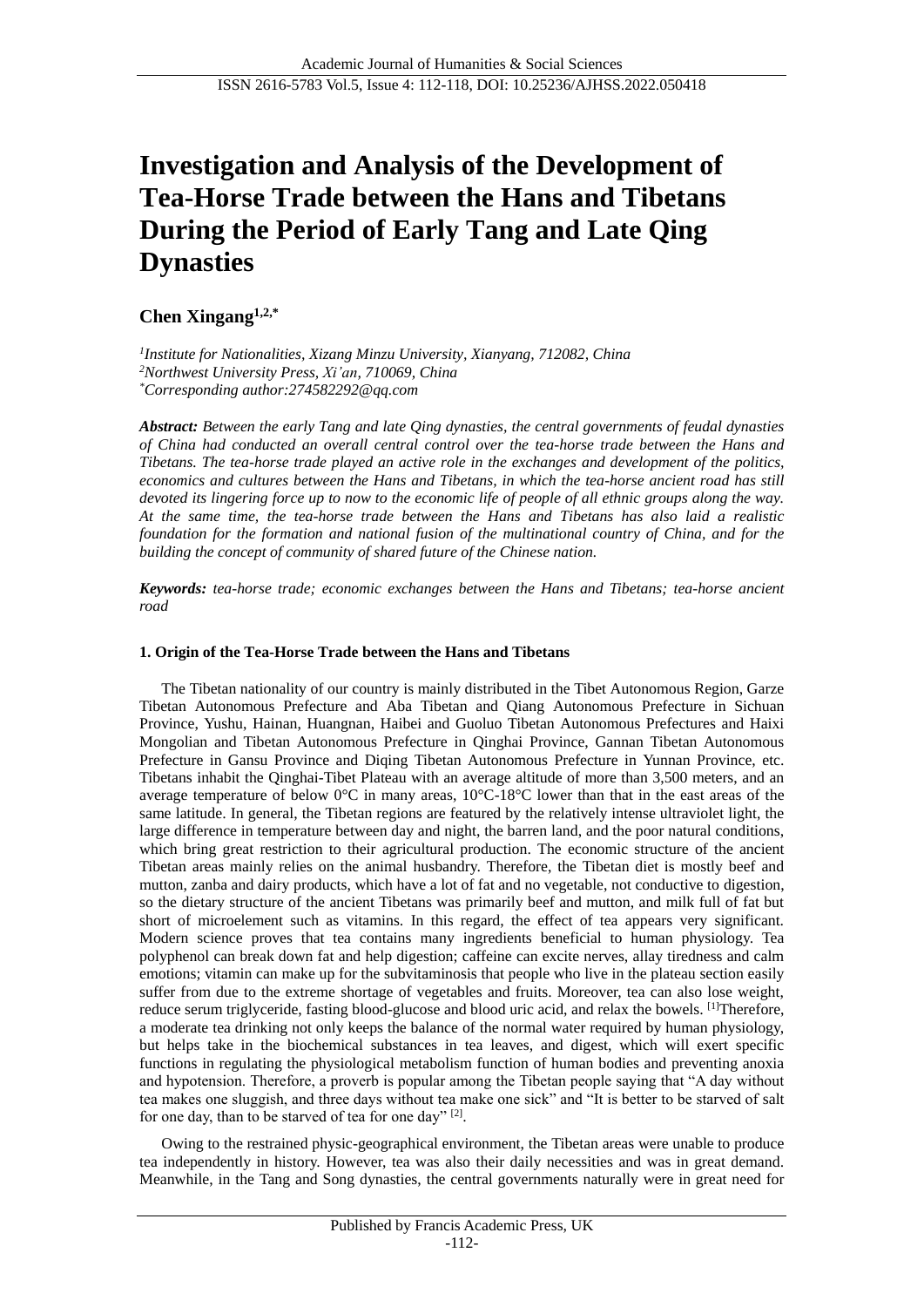# Investigation and Analysis of the Development of Tea-Horse Trade between the Hans and Tibetans During the Period of Early Tang and Late Qing Dynasties

**Chen Xingang**[1,2,*]

[1]*Institute for Nationalities, Xizang Minzu University, Xianyang, 712082, China*
[2]*Northwest University Press, Xi'an, 710069, China*
[*]*Corresponding author:274582292@qq.com*

***Abstract:*** *Between the early Tang and late Qing dynasties, the central governments of feudal dynasties of China had conducted an overall central control over the tea-horse trade between the Hans and Tibetans. The tea-horse trade played an active role in the exchanges and development of the politics, economics and cultures between the Hans and Tibetans, in which the tea-horse ancient road has still devoted its lingering force up to now to the economic life of people of all ethnic groups along the way. At the same time, the tea-horse trade between the Hans and Tibetans has also laid a realistic foundation for the formation and national fusion of the multinational country of China, and for the building the concept of community of shared future of the Chinese nation.*

***Keywords:*** *tea-horse trade; economic exchanges between the Hans and Tibetans; tea-horse ancient road*

## 1. Origin of the Tea-Horse Trade between the Hans and Tibetans

The Tibetan nationality of our country is mainly distributed in the Tibet Autonomous Region, Garze Tibetan Autonomous Prefecture and Aba Tibetan and Qiang Autonomous Prefecture in Sichuan Province, Yushu, Hainan, Huangnan, Haibei and Guoluo Tibetan Autonomous Prefectures and Haixi Mongolian and Tibetan Autonomous Prefecture in Qinghai Province, Gannan Tibetan Autonomous Prefecture in Gansu Province and Diqing Tibetan Autonomous Prefecture in Yunnan Province, etc. Tibetans inhabit the Qinghai-Tibet Plateau with an average altitude of more than 3,500 meters, and an average temperature of below 0°C in many areas, 10°C-18°C lower than that in the east areas of the same latitude. In general, the Tibetan regions are featured by the relatively intense ultraviolet light, the large difference in temperature between day and night, the barren land, and the poor natural conditions, which bring great restriction to their agricultural production. The economic structure of the ancient Tibetan areas mainly relies on the animal husbandry. Therefore, the Tibetan diet is mostly beef and mutton, zanba and dairy products, which have a lot of fat and no vegetable, not conductive to digestion, so the dietary structure of the ancient Tibetans was primarily beef and mutton, and milk full of fat but short of microelement such as vitamins. In this regard, the effect of tea appears very significant. Modern science proves that tea contains many ingredients beneficial to human physiology. Tea polyphenol can break down fat and help digestion; caffeine can excite nerves, allay tiredness and calm emotions; vitamin can make up for the subvitaminosis that people who live in the plateau section easily suffer from due to the extreme shortage of vegetables and fruits. Moreover, tea can also lose weight, reduce serum triglyceride, fasting blood-glucose and blood uric acid, and relax the bowels. [1]Therefore, a moderate tea drinking not only keeps the balance of the normal water required by human physiology, but helps take in the biochemical substances in tea leaves, and digest, which will exert specific functions in regulating the physiological metabolism function of human bodies and preventing anoxia and hypotension. Therefore, a proverb is popular among the Tibetan people saying that "A day without tea makes one sluggish, and three days without tea make one sick" and "It is better to be starved of salt for one day, than to be starved of tea for one day" [2].

Owing to the restrained physic-geographical environment, the Tibetan areas were unable to produce tea independently in history. However, tea was also their daily necessities and was in great demand. Meanwhile, in the Tang and Song dynasties, the central governments naturally were in great need for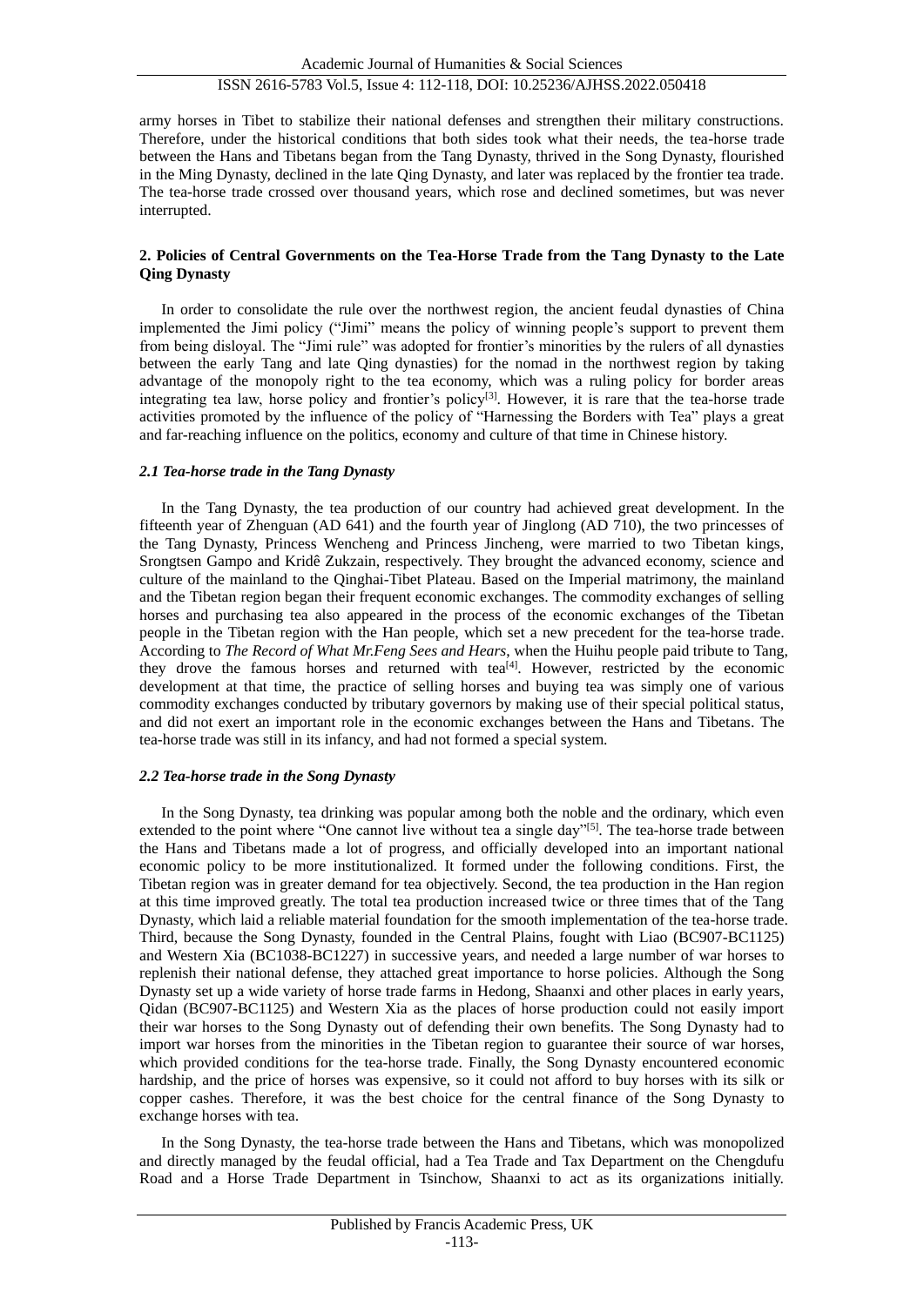army horses in Tibet to stabilize their national defenses and strengthen their military constructions. Therefore, under the historical conditions that both sides took what their needs, the tea-horse trade between the Hans and Tibetans began from the Tang Dynasty, thrived in the Song Dynasty, flourished in the Ming Dynasty, declined in the late Qing Dynasty, and later was replaced by the frontier tea trade. The tea-horse trade crossed over thousand years, which rose and declined sometimes, but was never interrupted.

## 2. Policies of Central Governments on the Tea-Horse Trade from the Tang Dynasty to the Late Qing Dynasty

In order to consolidate the rule over the northwest region, the ancient feudal dynasties of China implemented the Jimi policy ("Jimi" means the policy of winning people's support to prevent them from being disloyal. The "Jimi rule" was adopted for frontier's minorities by the rulers of all dynasties between the early Tang and late Qing dynasties) for the nomad in the northwest region by taking advantage of the monopoly right to the tea economy, which was a ruling policy for border areas integrating tea law, horse policy and frontier's policy[3]. However, it is rare that the tea-horse trade activities promoted by the influence of the policy of "Harnessing the Borders with Tea" plays a great and far-reaching influence on the politics, economy and culture of that time in Chinese history.

### *2.1 Tea-horse trade in the Tang Dynasty*

In the Tang Dynasty, the tea production of our country had achieved great development. In the fifteenth year of Zhenguan (AD 641) and the fourth year of Jinglong (AD 710), the two princesses of the Tang Dynasty, Princess Wencheng and Princess Jincheng, were married to two Tibetan kings, Srongtsen Gampo and Kridê Zukzain, respectively. They brought the advanced economy, science and culture of the mainland to the Qinghai-Tibet Plateau. Based on the Imperial matrimony, the mainland and the Tibetan region began their frequent economic exchanges. The commodity exchanges of selling horses and purchasing tea also appeared in the process of the economic exchanges of the Tibetan people in the Tibetan region with the Han people, which set a new precedent for the tea-horse trade. According to *The Record of What Mr.Feng Sees and Hears*, when the Huihu people paid tribute to Tang, they drove the famous horses and returned with tea[4]. However, restricted by the economic development at that time, the practice of selling horses and buying tea was simply one of various commodity exchanges conducted by tributary governors by making use of their special political status, and did not exert an important role in the economic exchanges between the Hans and Tibetans. The tea-horse trade was still in its infancy, and had not formed a special system.

### *2.2 Tea-horse trade in the Song Dynasty*

In the Song Dynasty, tea drinking was popular among both the noble and the ordinary, which even extended to the point where "One cannot live without tea a single day"[5]. The tea-horse trade between the Hans and Tibetans made a lot of progress, and officially developed into an important national economic policy to be more institutionalized. It formed under the following conditions. First, the Tibetan region was in greater demand for tea objectively. Second, the tea production in the Han region at this time improved greatly. The total tea production increased twice or three times that of the Tang Dynasty, which laid a reliable material foundation for the smooth implementation of the tea-horse trade. Third, because the Song Dynasty, founded in the Central Plains, fought with Liao (BC907-BC1125) and Western Xia (BC1038-BC1227) in successive years, and needed a large number of war horses to replenish their national defense, they attached great importance to horse policies. Although the Song Dynasty set up a wide variety of horse trade farms in Hedong, Shaanxi and other places in early years, Qidan (BC907-BC1125) and Western Xia as the places of horse production could not easily import their war horses to the Song Dynasty out of defending their own benefits. The Song Dynasty had to import war horses from the minorities in the Tibetan region to guarantee their source of war horses, which provided conditions for the tea-horse trade. Finally, the Song Dynasty encountered economic hardship, and the price of horses was expensive, so it could not afford to buy horses with its silk or copper cashes. Therefore, it was the best choice for the central finance of the Song Dynasty to exchange horses with tea.

In the Song Dynasty, the tea-horse trade between the Hans and Tibetans, which was monopolized and directly managed by the feudal official, had a Tea Trade and Tax Department on the Chengdufu Road and a Horse Trade Department in Tsinchow, Shaanxi to act as its organizations initially.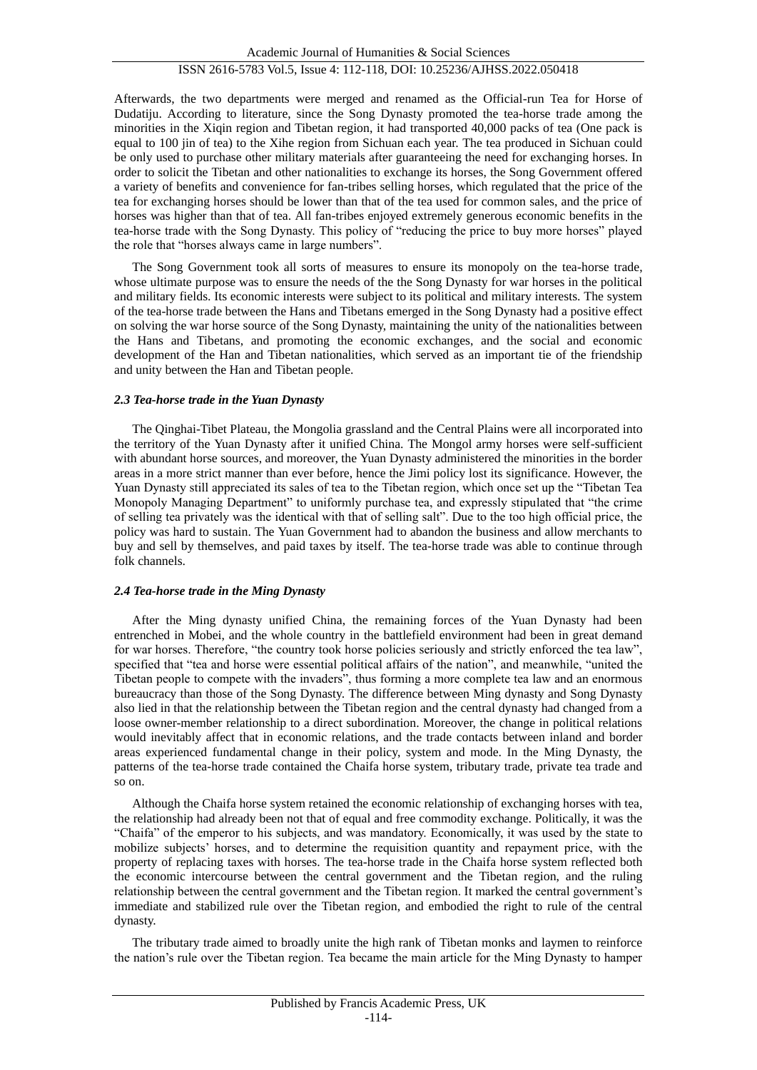Afterwards, the two departments were merged and renamed as the Official-run Tea for Horse of Dudatiju. According to literature, since the Song Dynasty promoted the tea-horse trade among the minorities in the Xiqin region and Tibetan region, it had transported 40,000 packs of tea (One pack is equal to 100 jin of tea) to the Xihe region from Sichuan each year. The tea produced in Sichuan could be only used to purchase other military materials after guaranteeing the need for exchanging horses. In order to solicit the Tibetan and other nationalities to exchange its horses, the Song Government offered a variety of benefits and convenience for fan-tribes selling horses, which regulated that the price of the tea for exchanging horses should be lower than that of the tea used for common sales, and the price of horses was higher than that of tea. All fan-tribes enjoyed extremely generous economic benefits in the tea-horse trade with the Song Dynasty. This policy of "reducing the price to buy more horses" played the role that "horses always came in large numbers".

The Song Government took all sorts of measures to ensure its monopoly on the tea-horse trade, whose ultimate purpose was to ensure the needs of the the Song Dynasty for war horses in the political and military fields. Its economic interests were subject to its political and military interests. The system of the tea-horse trade between the Hans and Tibetans emerged in the Song Dynasty had a positive effect on solving the war horse source of the Song Dynasty, maintaining the unity of the nationalities between the Hans and Tibetans, and promoting the economic exchanges, and the social and economic development of the Han and Tibetan nationalities, which served as an important tie of the friendship and unity between the Han and Tibetan people.

### *2.3 Tea-horse trade in the Yuan Dynasty*

The Qinghai-Tibet Plateau, the Mongolia grassland and the Central Plains were all incorporated into the territory of the Yuan Dynasty after it unified China. The Mongol army horses were self-sufficient with abundant horse sources, and moreover, the Yuan Dynasty administered the minorities in the border areas in a more strict manner than ever before, hence the Jimi policy lost its significance. However, the Yuan Dynasty still appreciated its sales of tea to the Tibetan region, which once set up the "Tibetan Tea Monopoly Managing Department" to uniformly purchase tea, and expressly stipulated that "the crime of selling tea privately was the identical with that of selling salt". Due to the too high official price, the policy was hard to sustain. The Yuan Government had to abandon the business and allow merchants to buy and sell by themselves, and paid taxes by itself. The tea-horse trade was able to continue through folk channels.

### *2.4 Tea-horse trade in the Ming Dynasty*

After the Ming dynasty unified China, the remaining forces of the Yuan Dynasty had been entrenched in Mobei, and the whole country in the battlefield environment had been in great demand for war horses. Therefore, "the country took horse policies seriously and strictly enforced the tea law", specified that "tea and horse were essential political affairs of the nation", and meanwhile, "united the Tibetan people to compete with the invaders", thus forming a more complete tea law and an enormous bureaucracy than those of the Song Dynasty. The difference between Ming dynasty and Song Dynasty also lied in that the relationship between the Tibetan region and the central dynasty had changed from a loose owner-member relationship to a direct subordination. Moreover, the change in political relations would inevitably affect that in economic relations, and the trade contacts between inland and border areas experienced fundamental change in their policy, system and mode. In the Ming Dynasty, the patterns of the tea-horse trade contained the Chaifa horse system, tributary trade, private tea trade and so on.

Although the Chaifa horse system retained the economic relationship of exchanging horses with tea, the relationship had already been not that of equal and free commodity exchange. Politically, it was the "Chaifa" of the emperor to his subjects, and was mandatory. Economically, it was used by the state to mobilize subjects' horses, and to determine the requisition quantity and repayment price, with the property of replacing taxes with horses. The tea-horse trade in the Chaifa horse system reflected both the economic intercourse between the central government and the Tibetan region, and the ruling relationship between the central government and the Tibetan region. It marked the central government's immediate and stabilized rule over the Tibetan region, and embodied the right to rule of the central dynasty.

The tributary trade aimed to broadly unite the high rank of Tibetan monks and laymen to reinforce the nation's rule over the Tibetan region. Tea became the main article for the Ming Dynasty to hamper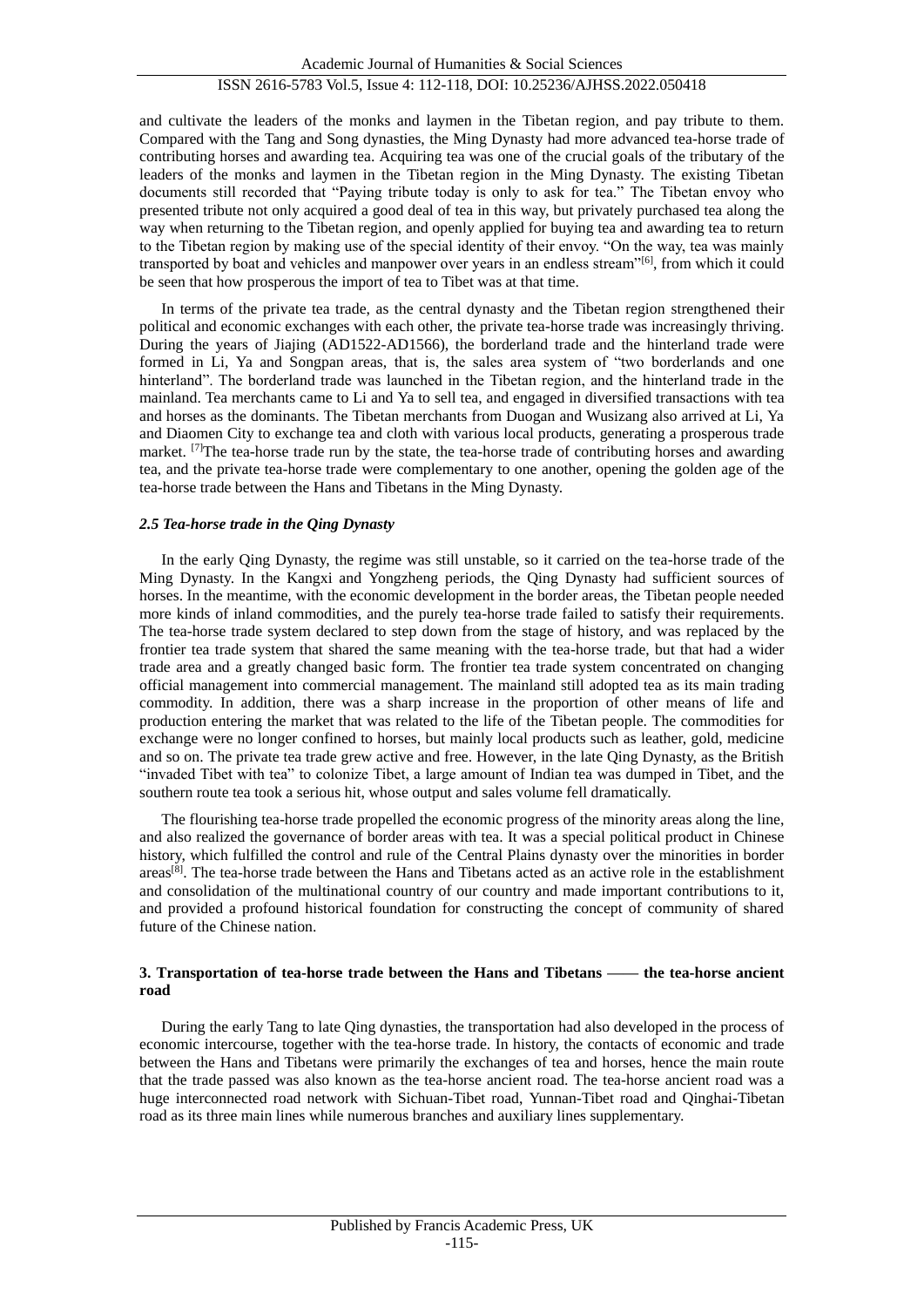and cultivate the leaders of the monks and laymen in the Tibetan region, and pay tribute to them. Compared with the Tang and Song dynasties, the Ming Dynasty had more advanced tea-horse trade of contributing horses and awarding tea. Acquiring tea was one of the crucial goals of the tributary of the leaders of the monks and laymen in the Tibetan region in the Ming Dynasty. The existing Tibetan documents still recorded that "Paying tribute today is only to ask for tea." The Tibetan envoy who presented tribute not only acquired a good deal of tea in this way, but privately purchased tea along the way when returning to the Tibetan region, and openly applied for buying tea and awarding tea to return to the Tibetan region by making use of the special identity of their envoy. "On the way, tea was mainly transported by boat and vehicles and manpower over years in an endless stream"[6], from which it could be seen that how prosperous the import of tea to Tibet was at that time.

In terms of the private tea trade, as the central dynasty and the Tibetan region strengthened their political and economic exchanges with each other, the private tea-horse trade was increasingly thriving. During the years of Jiajing (AD1522-AD1566), the borderland trade and the hinterland trade were formed in Li, Ya and Songpan areas, that is, the sales area system of "two borderlands and one hinterland". The borderland trade was launched in the Tibetan region, and the hinterland trade in the mainland. Tea merchants came to Li and Ya to sell tea, and engaged in diversified transactions with tea and horses as the dominants. The Tibetan merchants from Duogan and Wusizang also arrived at Li, Ya and Diaomen City to exchange tea and cloth with various local products, generating a prosperous trade market. [7]The tea-horse trade run by the state, the tea-horse trade of contributing horses and awarding tea, and the private tea-horse trade were complementary to one another, opening the golden age of the tea-horse trade between the Hans and Tibetans in the Ming Dynasty.

### *2.5 Tea-horse trade in the Qing Dynasty*

In the early Qing Dynasty, the regime was still unstable, so it carried on the tea-horse trade of the Ming Dynasty. In the Kangxi and Yongzheng periods, the Qing Dynasty had sufficient sources of horses. In the meantime, with the economic development in the border areas, the Tibetan people needed more kinds of inland commodities, and the purely tea-horse trade failed to satisfy their requirements. The tea-horse trade system declared to step down from the stage of history, and was replaced by the frontier tea trade system that shared the same meaning with the tea-horse trade, but that had a wider trade area and a greatly changed basic form. The frontier tea trade system concentrated on changing official management into commercial management. The mainland still adopted tea as its main trading commodity. In addition, there was a sharp increase in the proportion of other means of life and production entering the market that was related to the life of the Tibetan people. The commodities for exchange were no longer confined to horses, but mainly local products such as leather, gold, medicine and so on. The private tea trade grew active and free. However, in the late Qing Dynasty, as the British "invaded Tibet with tea" to colonize Tibet, a large amount of Indian tea was dumped in Tibet, and the southern route tea took a serious hit, whose output and sales volume fell dramatically.

The flourishing tea-horse trade propelled the economic progress of the minority areas along the line, and also realized the governance of border areas with tea. It was a special political product in Chinese history, which fulfilled the control and rule of the Central Plains dynasty over the minorities in border areas[8]. The tea-horse trade between the Hans and Tibetans acted as an active role in the establishment and consolidation of the multinational country of our country and made important contributions to it, and provided a profound historical foundation for constructing the concept of community of shared future of the Chinese nation.

## 3. Transportation of tea-horse trade between the Hans and Tibetans —— the tea-horse ancient road

During the early Tang to late Qing dynasties, the transportation had also developed in the process of economic intercourse, together with the tea-horse trade. In history, the contacts of economic and trade between the Hans and Tibetans were primarily the exchanges of tea and horses, hence the main route that the trade passed was also known as the tea-horse ancient road. The tea-horse ancient road was a huge interconnected road network with Sichuan-Tibet road, Yunnan-Tibet road and Qinghai-Tibetan road as its three main lines while numerous branches and auxiliary lines supplementary.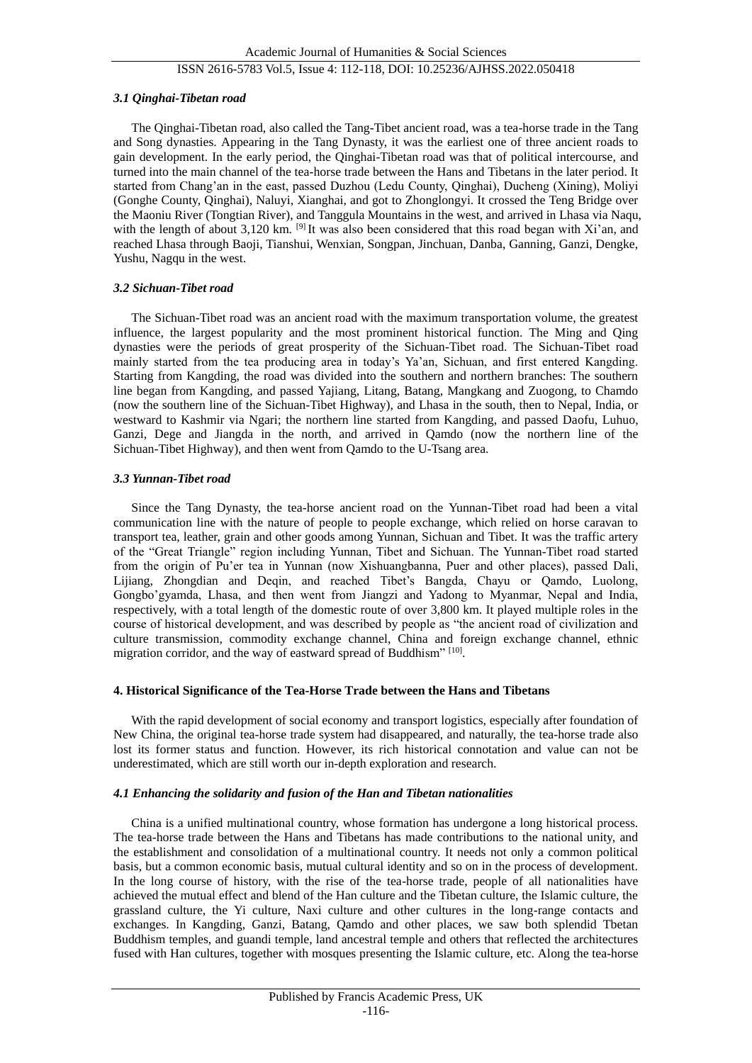### *3.1 Qinghai-Tibetan road*

The Qinghai-Tibetan road, also called the Tang-Tibet ancient road, was a tea-horse trade in the Tang and Song dynasties. Appearing in the Tang Dynasty, it was the earliest one of three ancient roads to gain development. In the early period, the Qinghai-Tibetan road was that of political intercourse, and turned into the main channel of the tea-horse trade between the Hans and Tibetans in the later period. It started from Chang'an in the east, passed Duzhou (Ledu County, Qinghai), Ducheng (Xining), Moliyi (Gonghe County, Qinghai), Naluyi, Xianghai, and got to Zhonglongyi. It crossed the Teng Bridge over the Maoniu River (Tongtian River), and Tanggula Mountains in the west, and arrived in Lhasa via Naqu, with the length of about 3,120 km. [9] It was also been considered that this road began with Xi'an, and reached Lhasa through Baoji, Tianshui, Wenxian, Songpan, Jinchuan, Danba, Ganning, Ganzi, Dengke, Yushu, Nagqu in the west.

### *3.2 Sichuan-Tibet road*

The Sichuan-Tibet road was an ancient road with the maximum transportation volume, the greatest influence, the largest popularity and the most prominent historical function. The Ming and Qing dynasties were the periods of great prosperity of the Sichuan-Tibet road. The Sichuan-Tibet road mainly started from the tea producing area in today's Ya'an, Sichuan, and first entered Kangding. Starting from Kangding, the road was divided into the southern and northern branches: The southern line began from Kangding, and passed Yajiang, Litang, Batang, Mangkang and Zuogong, to Chamdo (now the southern line of the Sichuan-Tibet Highway), and Lhasa in the south, then to Nepal, India, or westward to Kashmir via Ngari; the northern line started from Kangding, and passed Daofu, Luhuo, Ganzi, Dege and Jiangda in the north, and arrived in Qamdo (now the northern line of the Sichuan-Tibet Highway), and then went from Qamdo to the U-Tsang area.

### *3.3 Yunnan-Tibet road*

Since the Tang Dynasty, the tea-horse ancient road on the Yunnan-Tibet road had been a vital communication line with the nature of people to people exchange, which relied on horse caravan to transport tea, leather, grain and other goods among Yunnan, Sichuan and Tibet. It was the traffic artery of the "Great Triangle" region including Yunnan, Tibet and Sichuan. The Yunnan-Tibet road started from the origin of Pu'er tea in Yunnan (now Xishuangbanna, Puer and other places), passed Dali, Lijiang, Zhongdian and Deqin, and reached Tibet's Bangda, Chayu or Qamdo, Luolong, Gongbo'gyamda, Lhasa, and then went from Jiangzi and Yadong to Myanmar, Nepal and India, respectively, with a total length of the domestic route of over 3,800 km. It played multiple roles in the course of historical development, and was described by people as "the ancient road of civilization and culture transmission, commodity exchange channel, China and foreign exchange channel, ethnic migration corridor, and the way of eastward spread of Buddhism" [10].

## 4. Historical Significance of the Tea-Horse Trade between the Hans and Tibetans

With the rapid development of social economy and transport logistics, especially after foundation of New China, the original tea-horse trade system had disappeared, and naturally, the tea-horse trade also lost its former status and function. However, its rich historical connotation and value can not be underestimated, which are still worth our in-depth exploration and research.

### *4.1 Enhancing the solidarity and fusion of the Han and Tibetan nationalities*

China is a unified multinational country, whose formation has undergone a long historical process. The tea-horse trade between the Hans and Tibetans has made contributions to the national unity, and the establishment and consolidation of a multinational country. It needs not only a common political basis, but a common economic basis, mutual cultural identity and so on in the process of development. In the long course of history, with the rise of the tea-horse trade, people of all nationalities have achieved the mutual effect and blend of the Han culture and the Tibetan culture, the Islamic culture, the grassland culture, the Yi culture, Naxi culture and other cultures in the long-range contacts and exchanges. In Kangding, Ganzi, Batang, Qamdo and other places, we saw both splendid Tbetan Buddhism temples, and guandi temple, land ancestral temple and others that reflected the architectures fused with Han cultures, together with mosques presenting the Islamic culture, etc. Along the tea-horse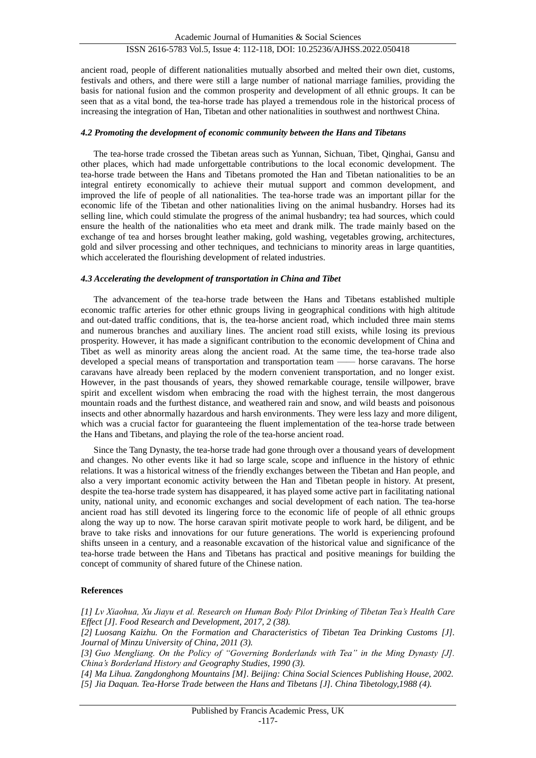ancient road, people of different nationalities mutually absorbed and melted their own diet, customs, festivals and others, and there were still a large number of national marriage families, providing the basis for national fusion and the common prosperity and development of all ethnic groups. It can be seen that as a vital bond, the tea-horse trade has played a tremendous role in the historical process of increasing the integration of Han, Tibetan and other nationalities in southwest and northwest China.

#### *4.2 Promoting the development of economic community between the Hans and Tibetans*

The tea-horse trade crossed the Tibetan areas such as Yunnan, Sichuan, Tibet, Qinghai, Gansu and other places, which had made unforgettable contributions to the local economic development. The tea-horse trade between the Hans and Tibetans promoted the Han and Tibetan nationalities to be an integral entirety economically to achieve their mutual support and common development, and improved the life of people of all nationalities. The tea-horse trade was an important pillar for the economic life of the Tibetan and other nationalities living on the animal husbandry. Horses had its selling line, which could stimulate the progress of the animal husbandry; tea had sources, which could ensure the health of the nationalities who eta meet and drank milk. The trade mainly based on the exchange of tea and horses brought leather making, gold washing, vegetables growing, architectures, gold and silver processing and other techniques, and technicians to minority areas in large quantities, which accelerated the flourishing development of related industries.

#### *4.3 Accelerating the development of transportation in China and Tibet*

The advancement of the tea-horse trade between the Hans and Tibetans established multiple economic traffic arteries for other ethnic groups living in geographical conditions with high altitude and out-dated traffic conditions, that is, the tea-horse ancient road, which included three main stems and numerous branches and auxiliary lines. The ancient road still exists, while losing its previous prosperity. However, it has made a significant contribution to the economic development of China and Tibet as well as minority areas along the ancient road. At the same time, the tea-horse trade also developed a special means of transportation and transportation team —— horse caravans. The horse caravans have already been replaced by the modern convenient transportation, and no longer exist. However, in the past thousands of years, they showed remarkable courage, tensile willpower, brave spirit and excellent wisdom when embracing the road with the highest terrain, the most dangerous mountain roads and the furthest distance, and weathered rain and snow, and wild beasts and poisonous insects and other abnormally hazardous and harsh environments. They were less lazy and more diligent, which was a crucial factor for guaranteeing the fluent implementation of the tea-horse trade between the Hans and Tibetans, and playing the role of the tea-horse ancient road.

Since the Tang Dynasty, the tea-horse trade had gone through over a thousand years of development and changes. No other events like it had so large scale, scope and influence in the history of ethnic relations. It was a historical witness of the friendly exchanges between the Tibetan and Han people, and also a very important economic activity between the Han and Tibetan people in history. At present, despite the tea-horse trade system has disappeared, it has played some active part in facilitating national unity, national unity, and economic exchanges and social development of each nation. The tea-horse ancient road has still devoted its lingering force to the economic life of people of all ethnic groups along the way up to now. The horse caravan spirit motivate people to work hard, be diligent, and be brave to take risks and innovations for our future generations. The world is experiencing profound shifts unseen in a century, and a reasonable excavation of the historical value and significance of the tea-horse trade between the Hans and Tibetans has practical and positive meanings for building the concept of community of shared future of the Chinese nation.

## References

*[1] Lv Xiaohua, Xu Jiayu et al. Research on Human Body Pilot Drinking of Tibetan Tea's Health Care Effect [J]. Food Research and Development, 2017, 2 (38).*

*[2] Luosang Kaizhu. On the Formation and Characteristics of Tibetan Tea Drinking Customs [J]. Journal of Minzu University of China, 2011 (3).*

*[3] Guo Mengliang. On the Policy of "Governing Borderlands with Tea" in the Ming Dynasty [J]. China's Borderland History and Geography Studies, 1990 (3).*

*[4] Ma Lihua. Zangdonghong Mountains [M]. Beijing: China Social Sciences Publishing House, 2002.*

*[5] Jia Daquan. Tea-Horse Trade between the Hans and Tibetans [J]. China Tibetology,1988 (4).*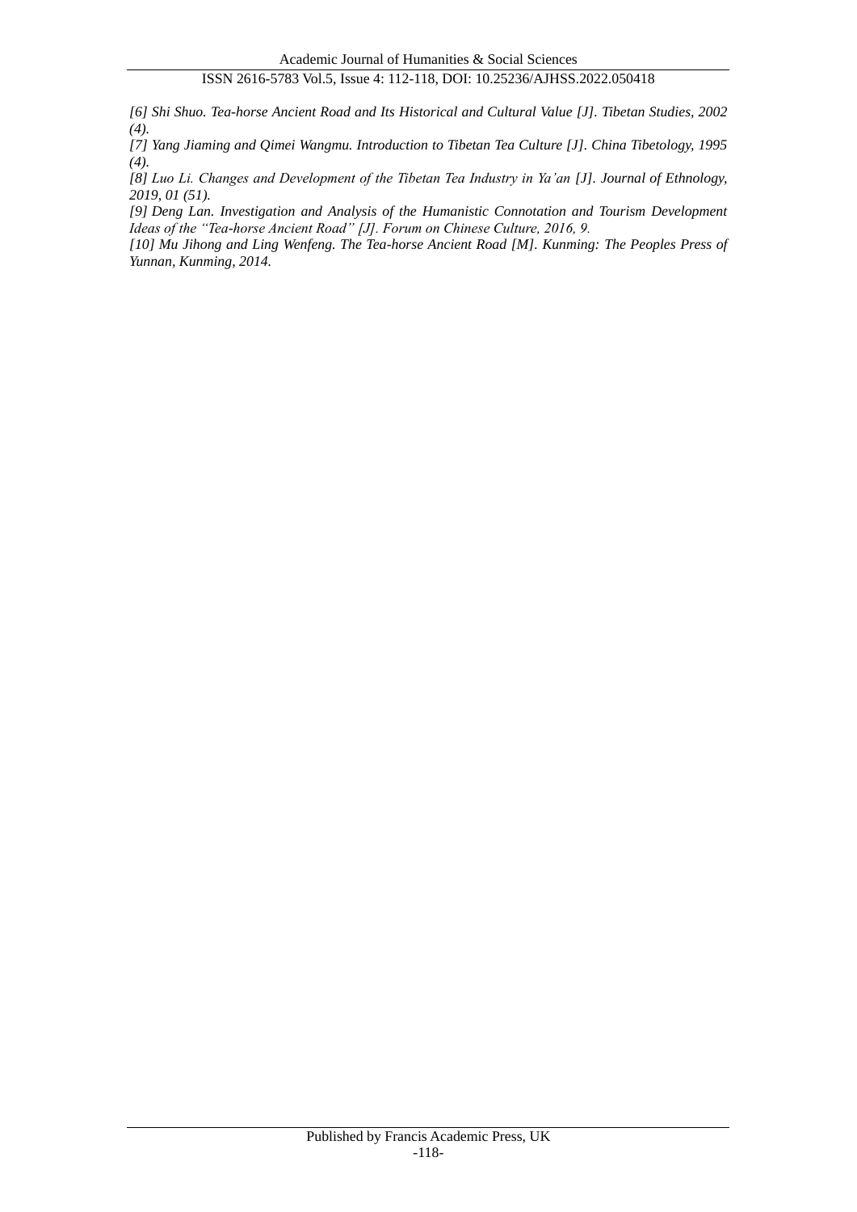*[6] Shi Shuo. Tea-horse Ancient Road and Its Historical and Cultural Value [J]. Tibetan Studies, 2002 (4).*

*[7] Yang Jiaming and Qimei Wangmu. Introduction to Tibetan Tea Culture [J]. China Tibetology, 1995 (4).*

*[8] Luo Li. Changes and Development of the Tibetan Tea Industry in Ya'an [J]. Journal of Ethnology, 2019, 01 (51).*

*[9] Deng Lan. Investigation and Analysis of the Humanistic Connotation and Tourism Development Ideas of the "Tea-horse Ancient Road" [J]. Forum on Chinese Culture, 2016, 9.*

*[10] Mu Jihong and Ling Wenfeng. The Tea-horse Ancient Road [M]. Kunming: The Peoples Press of Yunnan, Kunming, 2014.*